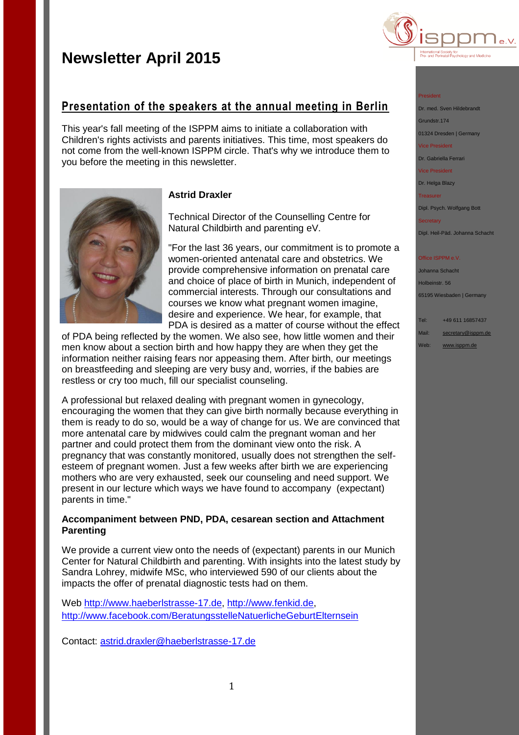# Newsletter April 2015

President

Dr. med. Sven Hildebrandt

Grundstr.174

01324 Dresden | Germany

Vice President

Dr. Gabriella Ferrari

Vice President

Dr. Helga Blazy

Treasurer

Dipl. Psych. Wolfgang Bott

Secretary

Dipl. Heil-Päd. Johanna Schacht

Office ISPPM e.V.

Johanna Schacht

Holbeinstr. 56

65195 Wiesbaden | Germany

Tel: +49 611 16857437

Mail: secretary@isppm.de

Web: www.isppm.de

## Presentation of the speakers at the annual meeting in Berlin

This year's fall meeting of the ISPPM aims to initiate a collaboration with Children's rights activists and parents initiatives. This time, most speakers do not come from the well-known ISPPM circle. That's why we introduce them to you before the meeting in this newsletter.

### Astrid Draxler

Technical Director of the Counselling Centre for Natural Childbirth and parenting eV.

"For the last 36 years, our commitment is to promote a women-oriented antenatal care and obstetrics. We provide comprehensive information on prenatal care and choice of place of birth in Munich, independent of commercial interests. Through our consultations and courses we know what pregnant women imagine, desire and experience. We hear, for example, that PDA is desired as a matter of course without the effect of PDA being reflected by the women. We also see, how little women and their men know about a section birth and how happy they are when they get the information neither raising fears nor appeasing them. After birth, our meetings on breastfeeding and sleeping are very busy and, worries, if the babies are restless or cry too much, fill our specialist counseling.

A professional but relaxed dealing with pregnant women in gynecology, encouraging the women that they can give birth normally because everything in them is ready to do so, would be a way of change for us. We are convinced that more antenatal care by midwives could calm the pregnant woman and her partner and could protect them from the dominant view onto the risk. A pregnancy that was constantly monitored, usually does not strengthen the self-esteem of pregnant women. Just a few weeks after birth we are experiencing mothers who are very exhausted, seek our counseling and need support. We present in our lecture which ways we have found to accompany (expectant) parents in time."

**Accompaniment between PND, PDA, cesarean section and Attachment Parenting**

We provide a current view onto the needs of (expectant) parents in our Munich Center for Natural Childbirth and parenting. With insights into the latest study by Sandra Lohrey, midwife MSc, who interviewed 590 of our clients about the impacts the offer of prenatal diagnostic tests had on them.

Web http://www.haeberlstrasse-17.de, http://www.fenkid.de, http://www.facebook.com/BeratungsstelleNatuerlicheGeburtElternsein

Contact: astrid.draxler@haeberlstrasse-17.de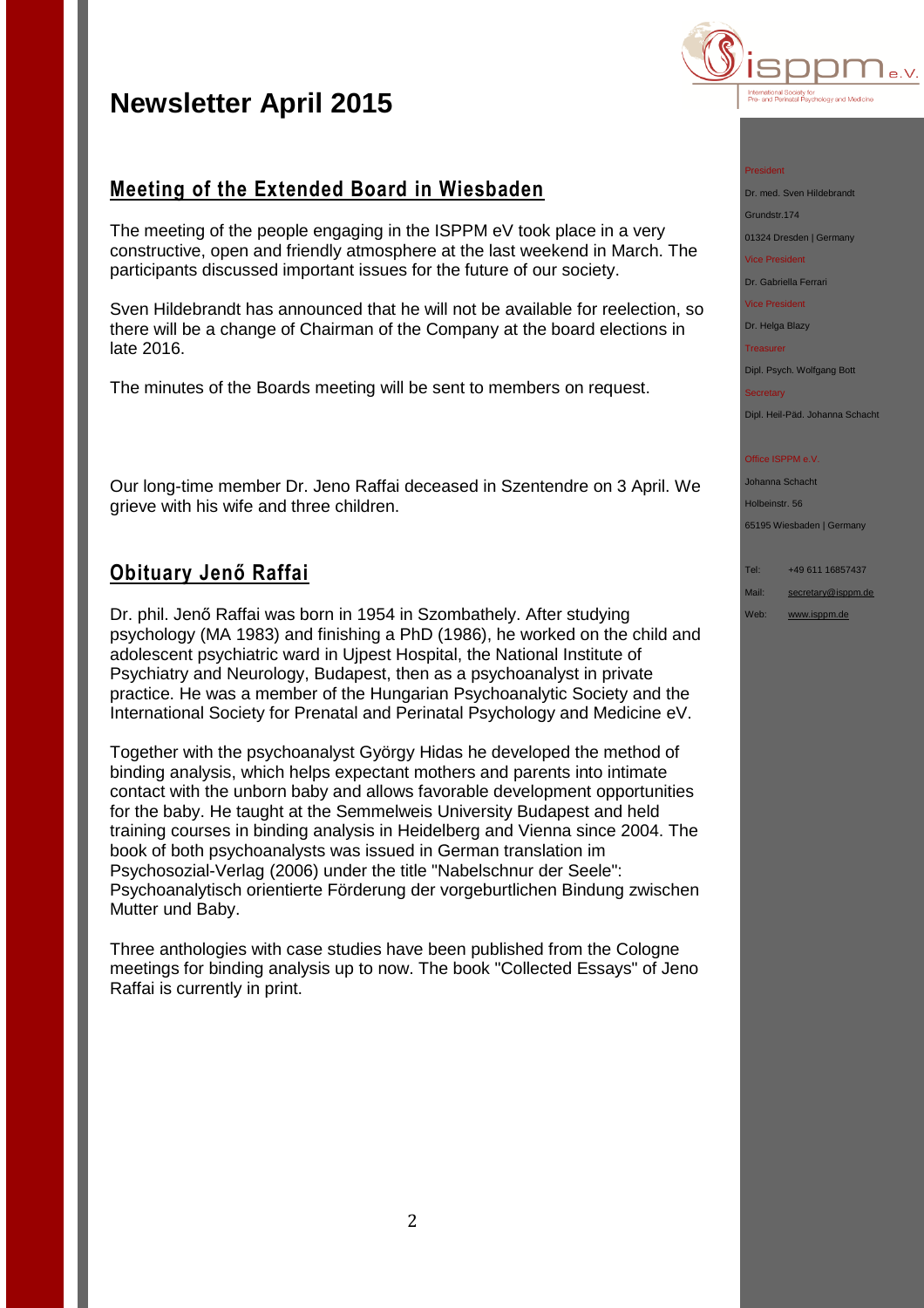# Newsletter April 2015

## Meeting of the Extended Board in Wiesbaden

The meeting of the people engaging in the ISPPM eV took place in a very constructive, open and friendly atmosphere at the last weekend in March. The participants discussed important issues for the future of our society.

Sven Hildebrandt has announced that he will not be available for reelection, so there will be a change of Chairman of the Company at the board elections in late 2016.

The minutes of the Boards meeting will be sent to members on request.

Our long-time member Dr. Jeno Raffai deceased in Szentendre on 3 April. We grieve with his wife and three children.

## Obituary Jenő Raffai

Dr. phil. Jenő Raffai was born in 1954 in Szombathely. After studying psychology (MA 1983) and finishing a PhD (1986), he worked on the child and adolescent psychiatric ward in Ujpest Hospital, the National Institute of Psychiatry and Neurology, Budapest, then as a psychoanalyst in private practice. He was a member of the Hungarian Psychoanalytic Society and the International Society for Prenatal and Perinatal Psychology and Medicine eV.

Together with the psychoanalyst György Hidas he developed the method of binding analysis, which helps expectant mothers and parents into intimate contact with the unborn baby and allows favorable development opportunities for the baby. He taught at the Semmelweis University Budapest and held training courses in binding analysis in Heidelberg and Vienna since 2004. The book of both psychoanalysts was issued in German translation im Psychosozial-Verlag (2006) under the title "Nabelschnur der Seele": Psychoanalytisch orientierte Förderung der vorgeburtlichen Bindung zwischen Mutter und Baby.

Three anthologies with case studies have been published from the Cologne meetings for binding analysis up to now. The book "Collected Essays" of Jeno Raffai is currently in print.

President
Dr. med. Sven Hildebrandt
Grundstr.174
01324 Dresden | Germany

Vice President
Dr. Gabriella Ferrari

Vice President
Dr. Helga Blazy

Treasurer
Dipl. Psych. Wolfgang Bott

Secretary
Dipl. Heil-Päd. Johanna Schacht

Office ISPPM e.V.
Johanna Schacht
Holbeinstr. 56
65195 Wiesbaden | Germany

Tel: +49 611 16857437
Mail: secretary@isppm.de
Web: www.isppm.de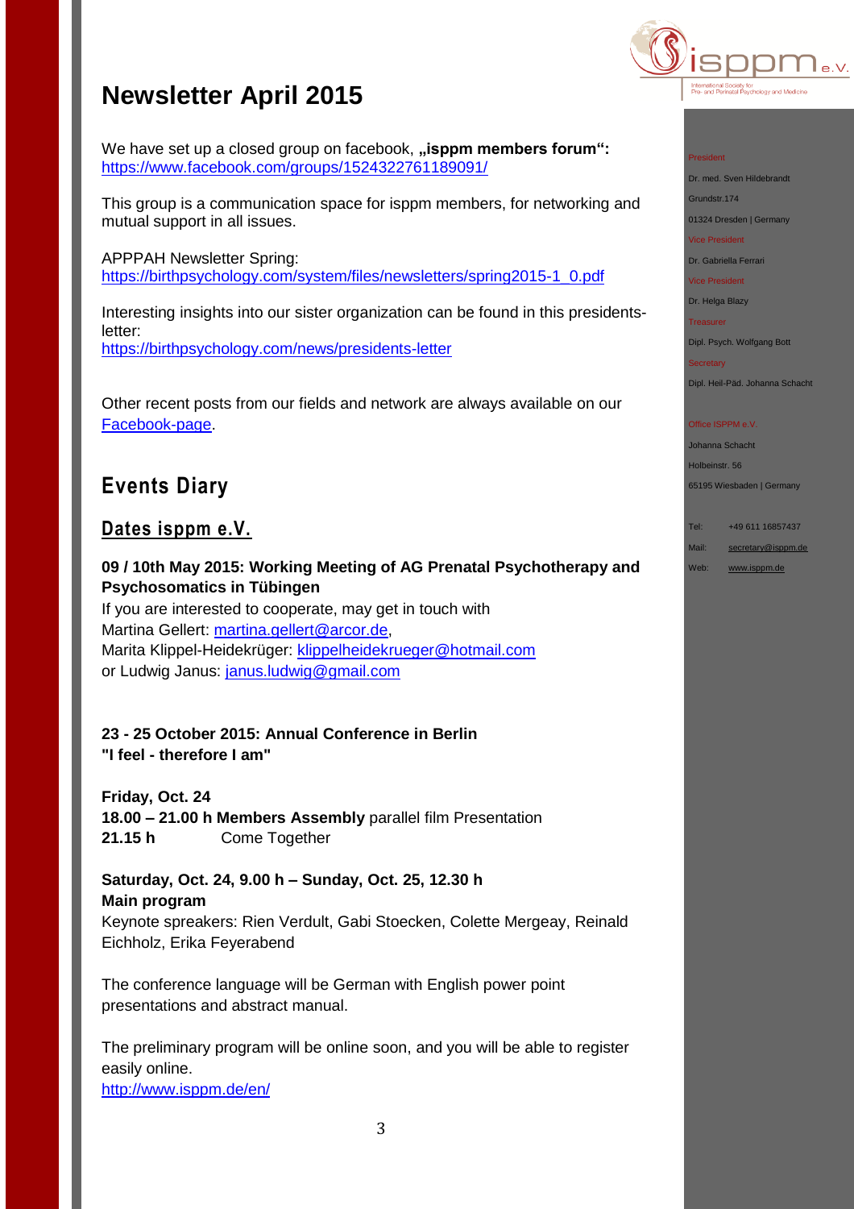# Newsletter April 2015

We have set up a closed group on facebook, **„isppm members forum":** https://www.facebook.com/groups/1524322761189091/

This group is a communication space for isppm members, for networking and mutual support in all issues.

APPPAH Newsletter Spring:
https://birthpsychology.com/system/files/newsletters/spring2015-1_0.pdf

Interesting insights into our sister organization can be found in this presidents-letter:
https://birthpsychology.com/news/presidents-letter

Other recent posts from our fields and network are always available on our Facebook-page.

## Events Diary

### Dates isppm e.V.

**09 / 10th May 2015: Working Meeting of AG Prenatal Psychotherapy and Psychosomatics in Tübingen**
If you are interested to cooperate, may get in touch with
Martina Gellert: martina.gellert@arcor.de,
Marita Klippel-Heidekrüger: klippelheidekrueger@hotmail.com
or Ludwig Janus: janus.ludwig@gmail.com

**23 - 25 October 2015: Annual Conference in Berlin**
**"I feel - therefore I am"**

**Friday, Oct. 24**
**18.00 – 21.00 h Members Assembly** parallel film Presentation
**21.15 h** Come Together

**Saturday, Oct. 24, 9.00 h – Sunday, Oct. 25, 12.30 h**
**Main program**
Keynote spreakers: Rien Verdult, Gabi Stoecken, Colette Mergeay, Reinald Eichholz, Erika Feyerabend

The conference language will be German with English power point presentations and abstract manual.

The preliminary program will be online soon, and you will be able to register easily online.
http://www.isppm.de/en/

President
Dr. med. Sven Hildebrandt
Grundstr.174
01324 Dresden | Germany
Vice President
Dr. Gabriella Ferrari
Vice President
Dr. Helga Blazy
Treasurer
Dipl. Psych. Wolfgang Bott
Secretary
Dipl. Heil-Päd. Johanna Schacht

Office ISPPM e.V.
Johanna Schacht
Holbeinstr. 56
65195 Wiesbaden | Germany

Tel: +49 611 16857437
Mail: secretary@isppm.de
Web: www.isppm.de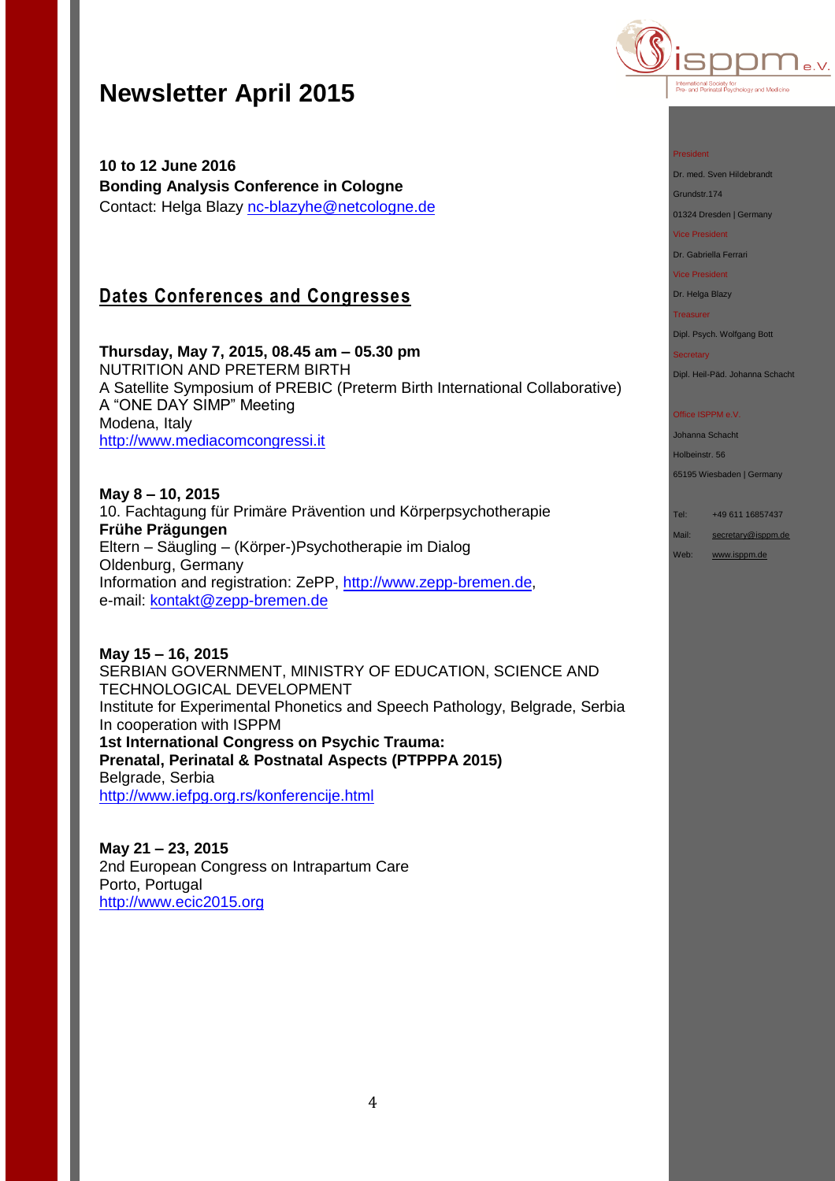# Newsletter April 2015

**10 to 12 June 2016**
**Bonding Analysis Conference in Cologne**
Contact: Helga Blazy nc-blazyhe@netcologne.de

## Dates Conferences and Congresses

**Thursday, May 7, 2015, 08.45 am – 05.30 pm**
NUTRITION AND PRETERM BIRTH
A Satellite Symposium of PREBIC (Preterm Birth International Collaborative)
A "ONE DAY SIMP" Meeting
Modena, Italy
http://www.mediacomcongressi.it

**May 8 – 10, 2015**
10. Fachtagung für Primäre Prävention und Körperpsychotherapie
**Frühe Prägungen**
Eltern – Säugling – (Körper-)Psychotherapie im Dialog
Oldenburg, Germany
Information and registration: ZePP, http://www.zepp-bremen.de,
e-mail: kontakt@zepp-bremen.de

**May 15 – 16, 2015**
SERBIAN GOVERNMENT, MINISTRY OF EDUCATION, SCIENCE AND TECHNOLOGICAL DEVELOPMENT
Institute for Experimental Phonetics and Speech Pathology, Belgrade, Serbia
In cooperation with ISPPM
**1st International Congress on Psychic Trauma:**
**Prenatal, Perinatal & Postnatal Aspects (PTPPPA 2015)**
Belgrade, Serbia
http://www.iefpg.org.rs/konferencije.html

**May 21 – 23, 2015**
2nd European Congress on Intrapartum Care
Porto, Portugal
http://www.ecic2015.org

---

isppm e.V.
International Society for Pre- and Perinatal Psychology and Medicine

President
Dr. med. Sven Hildebrandt
Grundstr.174
01324 Dresden | Germany

Vice President
Dr. Gabriella Ferrari

Vice President
Dr. Helga Blazy

Treasurer
Dipl. Psych. Wolfgang Bott

Secretary
Dipl. Heil-Päd. Johanna Schacht

Office ISPPM e.V.
Johanna Schacht
Holbeinstr. 56
65195 Wiesbaden | Germany

Tel: +49 611 16857437
Mail: secretary@isppm.de
Web: www.isppm.de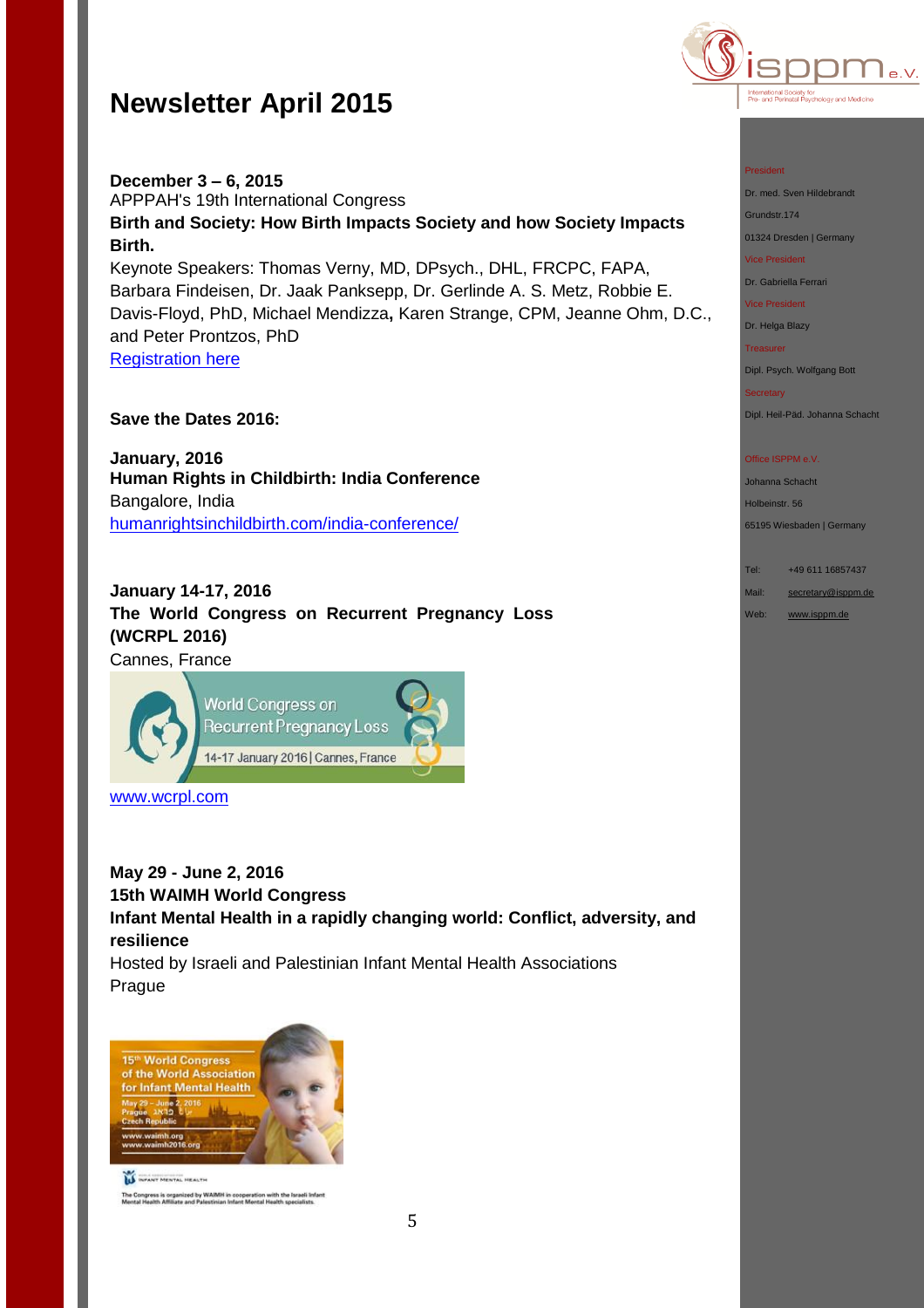# Newsletter April 2015

**December 3 – 6, 2015**
APPPAH's 19th International Congress
**Birth and Society: How Birth Impacts Society and how Society Impacts Birth.**
Keynote Speakers: Thomas Verny, MD, DPsych., DHL, FRCPC, FAPA, Barbara Findeisen, Dr. Jaak Panksepp, Dr. Gerlinde A. S. Metz, Robbie E. Davis-Floyd, PhD, Michael Mendizza**,** Karen Strange, CPM, Jeanne Ohm, D.C., and Peter Prontzos, PhD
Registration here

**Save the Dates 2016:**

**January, 2016**
**Human Rights in Childbirth: India Conference**
Bangalore, India
humanrightsinchildbirth.com/india-conference/

**January 14-17, 2016**
**The World Congress on Recurrent Pregnancy Loss (WCRPL 2016)**
Cannes, France

World Congress on Recurrent Pregnancy Loss
14-17 January 2016 | Cannes, France

www.wcrpl.com

**May 29 - June 2, 2016**
**15th WAIMH World Congress**
**Infant Mental Health in a rapidly changing world: Conflict, adversity, and resilience**
Hosted by Israeli and Palestinian Infant Mental Health Associations
Prague

15th World Congress of the World Association for Infant Mental Health
May 29 – June 2, 2016
Prague Czech Republic
www.waimh.org
www.waimh2016.org

The Congress is organized by WAIMH in cooperation with the Israeli Infant Mental Health Affiliate and Palestinian Infant Mental Health specialists.

President
Dr. med. Sven Hildebrandt
Grundstr.174
01324 Dresden | Germany

Vice President
Dr. Gabriella Ferrari

Vice President
Dr. Helga Blazy

Treasurer
Dipl. Psych. Wolfgang Bott

Secretary
Dipl. Heil-Päd. Johanna Schacht

Office ISPPM e.V.
Johanna Schacht
Holbeinstr. 56
65195 Wiesbaden | Germany

Tel: +49 611 16857437
Mail: secretary@isppm.de
Web: www.isppm.de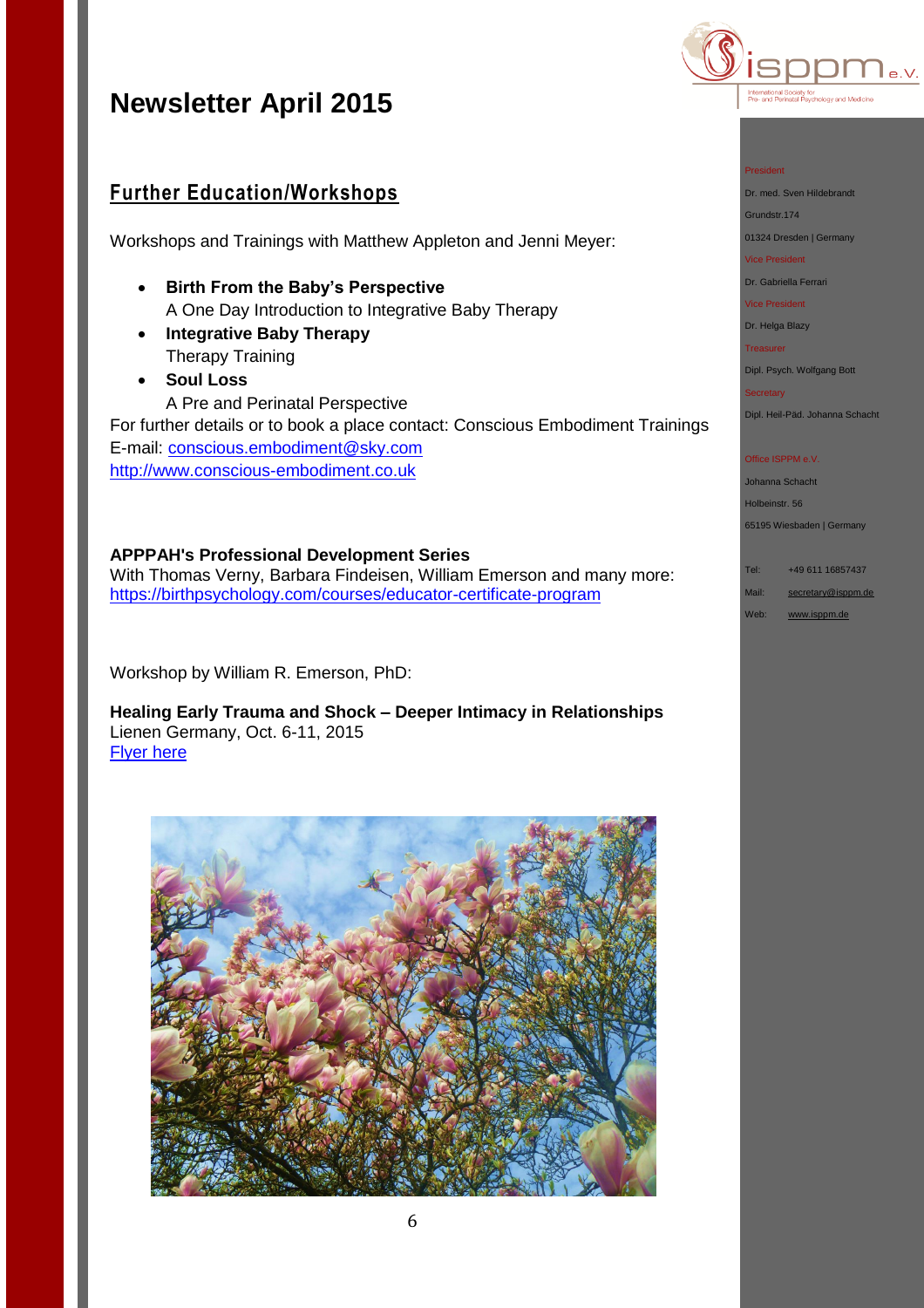# Newsletter April 2015

## Further Education/Workshops

Workshops and Trainings with Matthew Appleton and Jenni Meyer:

- **Birth From the Baby's Perspective**
  A One Day Introduction to Integrative Baby Therapy
- **Integrative Baby Therapy**
  Therapy Training
- **Soul Loss**
  A Pre and Perinatal Perspective

For further details or to book a place contact: Conscious Embodiment Trainings
E-mail: conscious.embodiment@sky.com
http://www.conscious-embodiment.co.uk

**APPPAH's Professional Development Series**
With Thomas Verny, Barbara Findeisen, William Emerson and many more:
https://birthpsychology.com/courses/educator-certificate-program

Workshop by William R. Emerson, PhD:

**Healing Early Trauma and Shock – Deeper Intimacy in Relationships**
Lienen Germany, Oct. 6-11, 2015
Flyer here

President
Dr. med. Sven Hildebrandt
Grundstr.174
01324 Dresden | Germany
Vice President
Dr. Gabriella Ferrari
Vice President
Dr. Helga Blazy
Treasurer
Dipl. Psych. Wolfgang Bott
Secretary
Dipl. Heil-Päd. Johanna Schacht

Office ISPPM e.V.
Johanna Schacht
Holbeinstr. 56
65195 Wiesbaden | Germany

Tel: +49 611 16857437
Mail: secretary@isppm.de
Web: www.isppm.de